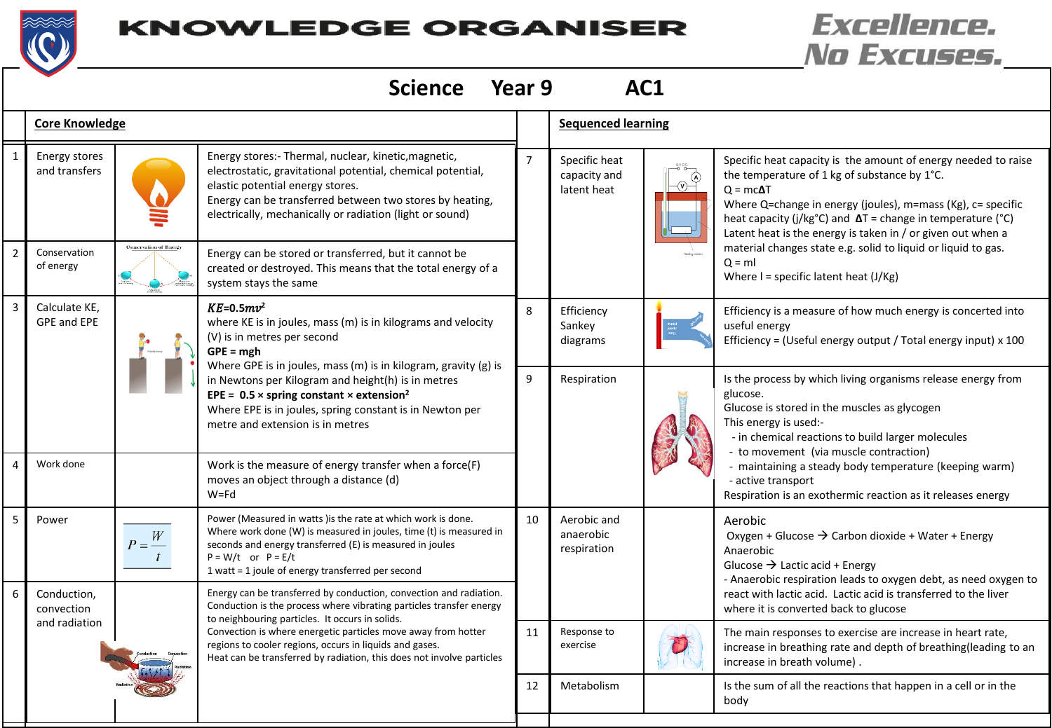# KNOWLEDGE ORGANISER

**Excellence. No Excuses.**

## Science Year 9 AC1

### Core Knowledge

| | Topic | | Content |
|---|---|---|---|
| 1 | Energy stores and transfers | | Energy stores:- Thermal, nuclear, kinetic,magnetic, electrostatic, gravitational potential, chemical potential, elastic potential energy stores. Energy can be transferred between two stores by heating, electrically, mechanically or radiation (light or sound) |
| 2 | Conservation of energy | Conservation of Energy | Energy can be stored or transferred, but it cannot be created or destroyed. This means that the total energy of a system stays the same |
| 3 | Calculate KE, GPE and EPE | | $KE=0.5mv^2$ where KE is in joules, mass (m) is in kilograms and velocity (V) is in metres per second **GPE = mgh** Where GPE is in joules, mass (m) is in kilogram, gravity (g) is in Newtons per Kilogram and height(h) is in metres **EPE = 0.5 × spring constant × extension²** Where EPE is in joules, spring constant is in Newton per metre and extension is in metres |
| 4 | Work done | | Work is the measure of energy transfer when a force(F) moves an object through a distance (d) W=Fd |
| 5 | Power | $P = \frac{W}{t}$ | Power (Measured in watts )is the rate at which work is done. Where work done (W) is measured in joules, time (t) is measured in seconds and energy transferred (E) is measured in joules P = W/t or P = E/t 1 watt = 1 joule of energy transferred per second |
| 6 | Conduction, convection and radiation | Conduction, Convection, Radiation | Energy can be transferred by conduction, convection and radiation. Conduction is the process where vibrating particles transfer energy to neighbouring particles. It occurs in solids. Convection is where energetic particles move away from hotter regions to cooler regions, occurs in liquids and gases. Heat can be transferred by radiation, this does not involve particles |

### Sequenced learning

| | Topic | | Content |
|---|---|---|---|
| 7 | Specific heat capacity and latent heat | | Specific heat capacity is the amount of energy needed to raise the temperature of 1 kg of substance by 1°C. Q = mc**Δ**T Where Q=change in energy (joules), m=mass (Kg), c= specific heat capacity (j/kg°C) and **Δ**T = change in temperature (°C) Latent heat is the energy is taken in / or given out when a material changes state e.g. solid to liquid or liquid to gas. Q = ml Where l = specific latent heat (J/Kg) |
| 8 | Efficiency Sankey diagrams | | Efficiency is a measure of how much energy is concerted into useful energy Efficiency = (Useful energy output / Total energy input) x 100 |
| 9 | Respiration | | Is the process by which living organisms release energy from glucose. Glucose is stored in the muscles as glycogen This energy is used:- - in chemical reactions to build larger molecules - to movement (via muscle contraction) - maintaining a steady body temperature (keeping warm) - active transport Respiration is an exothermic reaction as it releases energy |
| 10 | Aerobic and anaerobic respiration | | Aerobic Oxygen + Glucose → Carbon dioxide + Water + Energy Anaerobic Glucose → Lactic acid + Energy - Anaerobic respiration leads to oxygen debt, as need oxygen to react with lactic acid. Lactic acid is transferred to the liver where it is converted back to glucose |
| 11 | Response to exercise | | The main responses to exercise are increase in heart rate, increase in breathing rate and depth of breathing(leading to an increase in breath volume) . |
| 12 | Metabolism | | Is the sum of all the reactions that happen in a cell or in the body |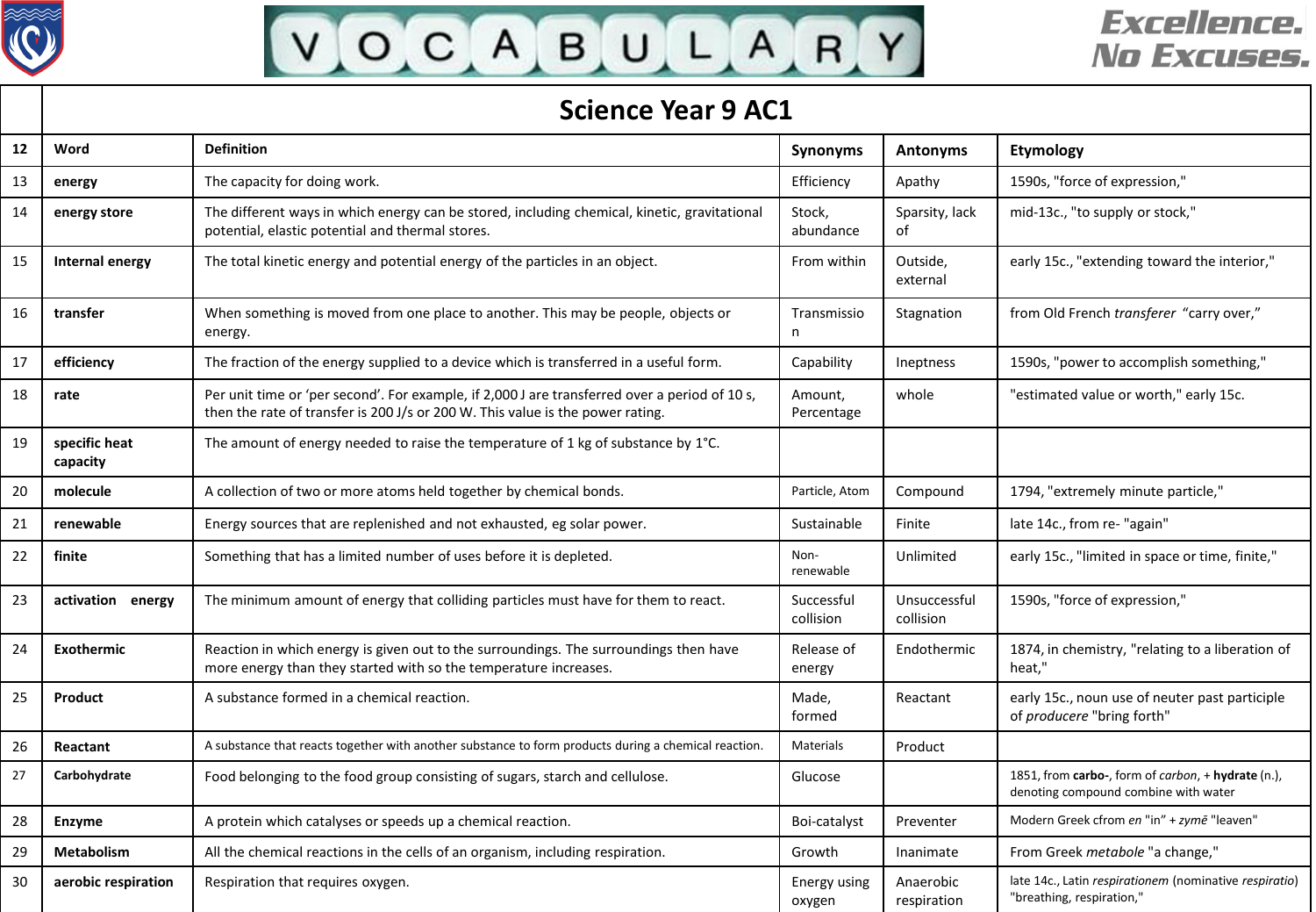Excellence. No Excuses.

# Science Year 9 AC1

| 12 | Word | Definition | Synonyms | Antonyms | Etymology |
|---|---|---|---|---|---|
| 13 | **energy** | The capacity for doing work. | Efficiency | Apathy | 1590s, "force of expression," |
| 14 | **energy store** | The different ways in which energy can be stored, including chemical, kinetic, gravitational potential, elastic potential and thermal stores. | Stock, abundance | Sparsity, lack of | mid-13c., "to supply or stock," |
| 15 | **Internal energy** | The total kinetic energy and potential energy of the particles in an object. | From within | Outside, external | early 15c., "extending toward the interior," |
| 16 | **transfer** | When something is moved from one place to another. This may be people, objects or energy. | Transmission | Stagnation | from Old French *transferer* "carry over," |
| 17 | **efficiency** | The fraction of the energy supplied to a device which is transferred in a useful form. | Capability | Ineptness | 1590s, "power to accomplish something," |
| 18 | **rate** | Per unit time or 'per second'. For example, if 2,000 J are transferred over a period of 10 s, then the rate of transfer is 200 J/s or 200 W. This value is the power rating. | Amount, Percentage | whole | "estimated value or worth," early 15c. |
| 19 | **specific heat capacity** | The amount of energy needed to raise the temperature of 1 kg of substance by 1°C. | | | |
| 20 | **molecule** | A collection of two or more atoms held together by chemical bonds. | Particle, Atom | Compound | 1794, "extremely minute particle," |
| 21 | **renewable** | Energy sources that are replenished and not exhausted, eg solar power. | Sustainable | Finite | late 14c., from re- "again" |
| 22 | **finite** | Something that has a limited number of uses before it is depleted. | Non-renewable | Unlimited | early 15c., "limited in space or time, finite," |
| 23 | **activation energy** | The minimum amount of energy that colliding particles must have for them to react. | Successful collision | Unsuccessful collision | 1590s, "force of expression," |
| 24 | **Exothermic** | Reaction in which energy is given out to the surroundings. The surroundings then have more energy than they started with so the temperature increases. | Release of energy | Endothermic | 1874, in chemistry, "relating to a liberation of heat," |
| 25 | **Product** | A substance formed in a chemical reaction. | Made, formed | Reactant | early 15c., noun use of neuter past participle of *producere* "bring forth" |
| 26 | **Reactant** | A substance that reacts together with another substance to form products during a chemical reaction. | Materials | Product | |
| 27 | **Carbohydrate** | Food belonging to the food group consisting of sugars, starch and cellulose. | Glucose | | 1851, from **carbo-**, form of *carbon*, + **hydrate** (n.), denoting compound combine with water |
| 28 | **Enzyme** | A protein which catalyses or speeds up a chemical reaction. | Boi-catalyst | Preventer | Modern Greek cfrom *en* "in" + *zymē* "leaven" |
| 29 | **Metabolism** | All the chemical reactions in the cells of an organism, including respiration. | Growth | Inanimate | From Greek *metabole* "a change," |
| 30 | **aerobic respiration** | Respiration that requires oxygen. | Energy using oxygen | Anaerobic respiration | late 14c., Latin *respirationem* (nominative *respiratio*) "breathing, respiration," |